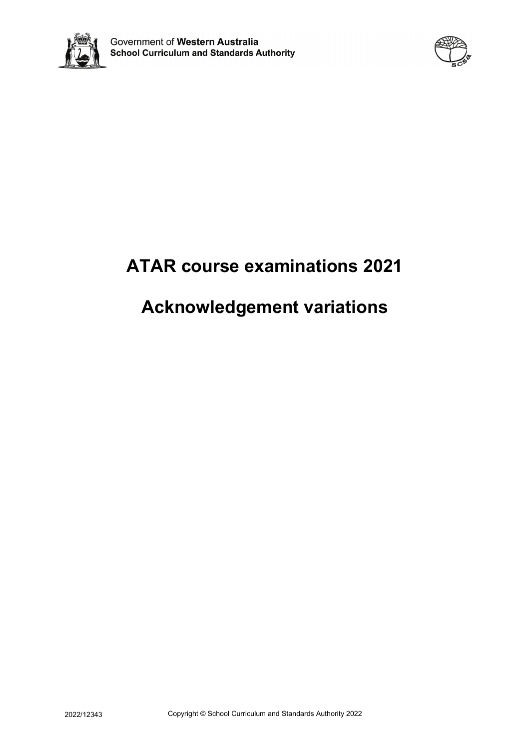Government of **Western Australia**
**School Curriculum and Standards Authority**

# ATAR course examinations 2021

# Acknowledgement variations

2022/12343

Copyright © School Curriculum and Standards Authority 2022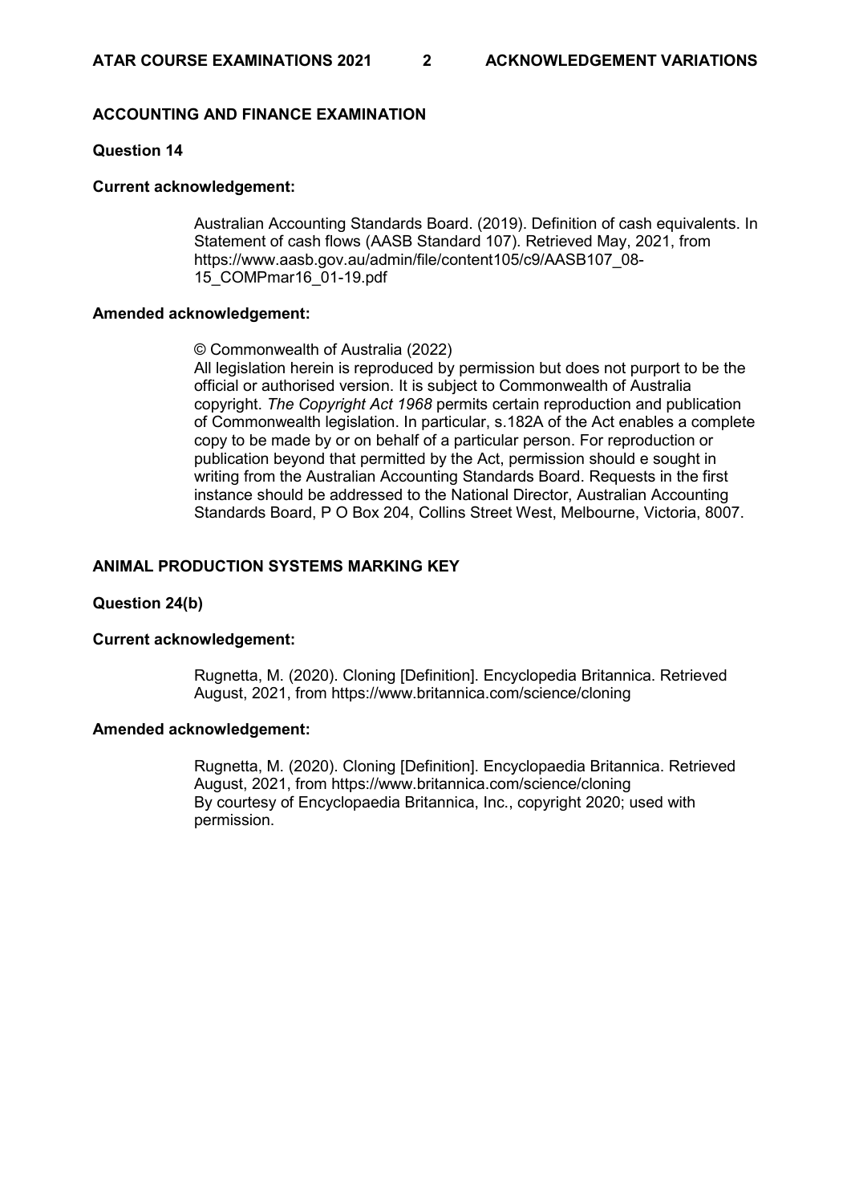## ACCOUNTING AND FINANCE EXAMINATION

**Question 14**

**Current acknowledgement:**

Australian Accounting Standards Board. (2019). Definition of cash equivalents. In Statement of cash flows (AASB Standard 107). Retrieved May, 2021, from https://www.aasb.gov.au/admin/file/content105/c9/AASB107_08-15_COMPmar16_01-19.pdf

**Amended acknowledgement:**

© Commonwealth of Australia (2022)
All legislation herein is reproduced by permission but does not purport to be the official or authorised version. It is subject to Commonwealth of Australia copyright. *The Copyright Act 1968* permits certain reproduction and publication of Commonwealth legislation. In particular, s.182A of the Act enables a complete copy to be made by or on behalf of a particular person. For reproduction or publication beyond that permitted by the Act, permission should e sought in writing from the Australian Accounting Standards Board. Requests in the first instance should be addressed to the National Director, Australian Accounting Standards Board, P O Box 204, Collins Street West, Melbourne, Victoria, 8007.

## ANIMAL PRODUCTION SYSTEMS MARKING KEY

**Question 24(b)**

**Current acknowledgement:**

Rugnetta, M. (2020). Cloning [Definition]. Encyclopedia Britannica. Retrieved August, 2021, from https://www.britannica.com/science/cloning

**Amended acknowledgement:**

Rugnetta, M. (2020). Cloning [Definition]. Encyclopaedia Britannica. Retrieved August, 2021, from https://www.britannica.com/science/cloning
By courtesy of Encyclopaedia Britannica, Inc., copyright 2020; used with permission.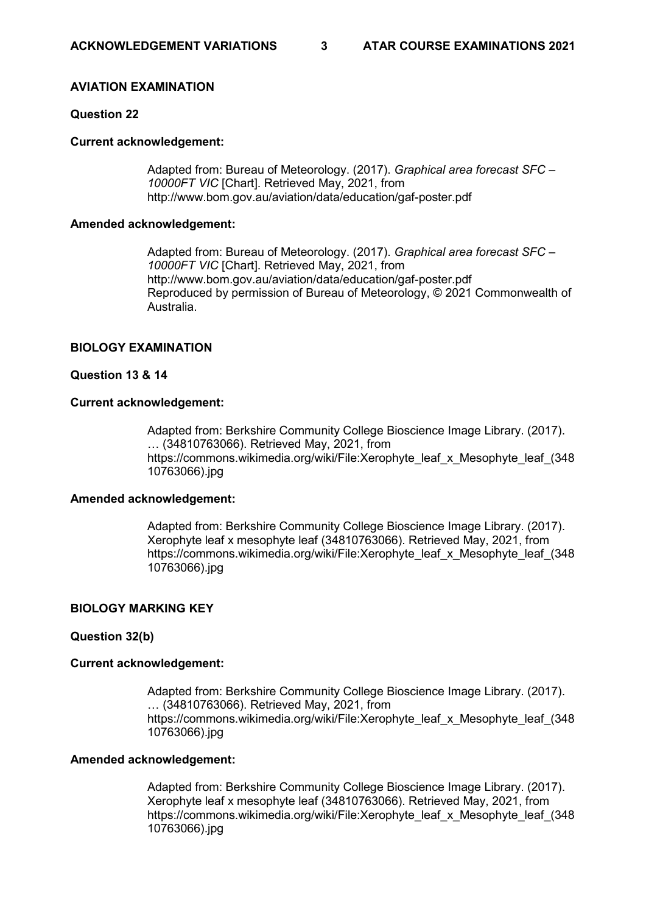## AVIATION EXAMINATION

### Question 22

**Current acknowledgement:**

> Adapted from: Bureau of Meteorology. (2017). *Graphical area forecast SFC – 10000FT VIC* [Chart]. Retrieved May, 2021, from http://www.bom.gov.au/aviation/data/education/gaf-poster.pdf

**Amended acknowledgement:**

> Adapted from: Bureau of Meteorology. (2017). *Graphical area forecast SFC – 10000FT VIC* [Chart]. Retrieved May, 2021, from http://www.bom.gov.au/aviation/data/education/gaf-poster.pdf
> Reproduced by permission of Bureau of Meteorology, © 2021 Commonwealth of Australia.

## BIOLOGY EXAMINATION

### Question 13 & 14

**Current acknowledgement:**

> Adapted from: Berkshire Community College Bioscience Image Library. (2017). … (34810763066). Retrieved May, 2021, from https://commons.wikimedia.org/wiki/File:Xerophyte_leaf_x_Mesophyte_leaf_(34810763066).jpg

**Amended acknowledgement:**

> Adapted from: Berkshire Community College Bioscience Image Library. (2017). Xerophyte leaf x mesophyte leaf (34810763066). Retrieved May, 2021, from https://commons.wikimedia.org/wiki/File:Xerophyte_leaf_x_Mesophyte_leaf_(34810763066).jpg

## BIOLOGY MARKING KEY

### Question 32(b)

**Current acknowledgement:**

> Adapted from: Berkshire Community College Bioscience Image Library. (2017). … (34810763066). Retrieved May, 2021, from https://commons.wikimedia.org/wiki/File:Xerophyte_leaf_x_Mesophyte_leaf_(34810763066).jpg

**Amended acknowledgement:**

> Adapted from: Berkshire Community College Bioscience Image Library. (2017). Xerophyte leaf x mesophyte leaf (34810763066). Retrieved May, 2021, from https://commons.wikimedia.org/wiki/File:Xerophyte_leaf_x_Mesophyte_leaf_(34810763066).jpg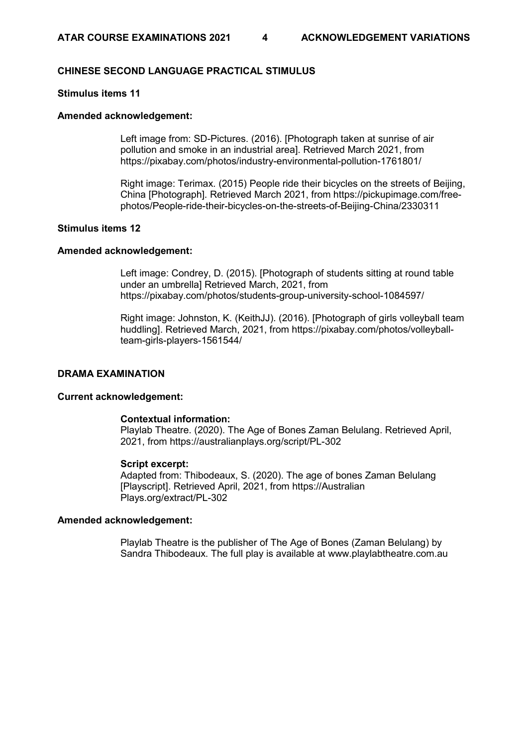## CHINESE SECOND LANGUAGE PRACTICAL STIMULUS

### Stimulus items 11

**Amended acknowledgement:**

Left image from: SD-Pictures. (2016). [Photograph taken at sunrise of air pollution and smoke in an industrial area]. Retrieved March 2021, from https://pixabay.com/photos/industry-environmental-pollution-1761801/

Right image: Terimax. (2015) People ride their bicycles on the streets of Beijing, China [Photograph]. Retrieved March 2021, from https://pickupimage.com/free-photos/People-ride-their-bicycles-on-the-streets-of-Beijing-China/2330311

### Stimulus items 12

**Amended acknowledgement:**

Left image: Condrey, D. (2015). [Photograph of students sitting at round table under an umbrella] Retrieved March, 2021, from https://pixabay.com/photos/students-group-university-school-1084597/

Right image: Johnston, K. (KeithJJ). (2016). [Photograph of girls volleyball team huddling]. Retrieved March, 2021, from https://pixabay.com/photos/volleyball-team-girls-players-1561544/

## DRAMA EXAMINATION

**Current acknowledgement:**

**Contextual information:**
Playlab Theatre. (2020). The Age of Bones Zaman Belulang. Retrieved April, 2021, from https://australianplays.org/script/PL-302

**Script excerpt:**
Adapted from: Thibodeaux, S. (2020). The age of bones Zaman Belulang [Playscript]. Retrieved April, 2021, from https://Australian Plays.org/extract/PL-302

**Amended acknowledgement:**

Playlab Theatre is the publisher of The Age of Bones (Zaman Belulang) by Sandra Thibodeaux. The full play is available at www.playlabtheatre.com.au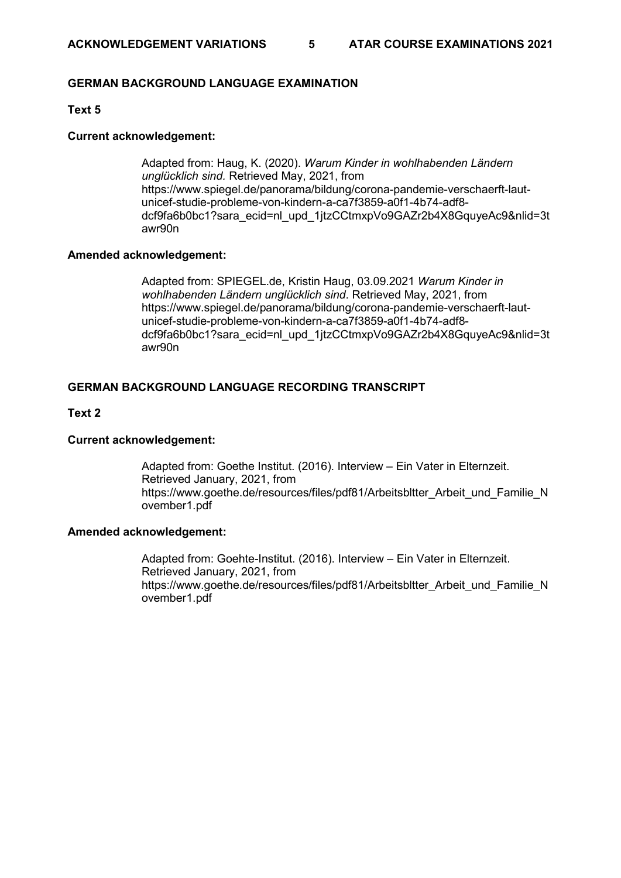## GERMAN BACKGROUND LANGUAGE EXAMINATION

### Text 5

**Current acknowledgement:**

Adapted from: Haug, K. (2020). *Warum Kinder in wohlhabenden Ländern unglücklich sind.* Retrieved May, 2021, from https://www.spiegel.de/panorama/bildung/corona-pandemie-verschaerft-laut-unicef-studie-probleme-von-kindern-a-ca7f3859-a0f1-4b74-adf8-dcf9fa6b0bc1?sara_ecid=nl_upd_1jtzCCtmxpVo9GAZr2b4X8GquyeAc9&nlid=3tawr90n

**Amended acknowledgement:**

Adapted from: SPIEGEL.de, Kristin Haug, 03.09.2021 *Warum Kinder in wohlhabenden Ländern unglücklich sind*. Retrieved May, 2021, from https://www.spiegel.de/panorama/bildung/corona-pandemie-verschaerft-laut-unicef-studie-probleme-von-kindern-a-ca7f3859-a0f1-4b74-adf8-dcf9fa6b0bc1?sara_ecid=nl_upd_1jtzCCtmxpVo9GAZr2b4X8GquyeAc9&nlid=3tawr90n

## GERMAN BACKGROUND LANGUAGE RECORDING TRANSCRIPT

### Text 2

**Current acknowledgement:**

Adapted from: Goethe Institut. (2016). Interview – Ein Vater in Elternzeit. Retrieved January, 2021, from https://www.goethe.de/resources/files/pdf81/Arbeitsbltter_Arbeit_und_Familie_November1.pdf

**Amended acknowledgement:**

Adapted from: Goehte-Institut. (2016). Interview – Ein Vater in Elternzeit. Retrieved January, 2021, from https://www.goethe.de/resources/files/pdf81/Arbeitsbltter_Arbeit_und_Familie_November1.pdf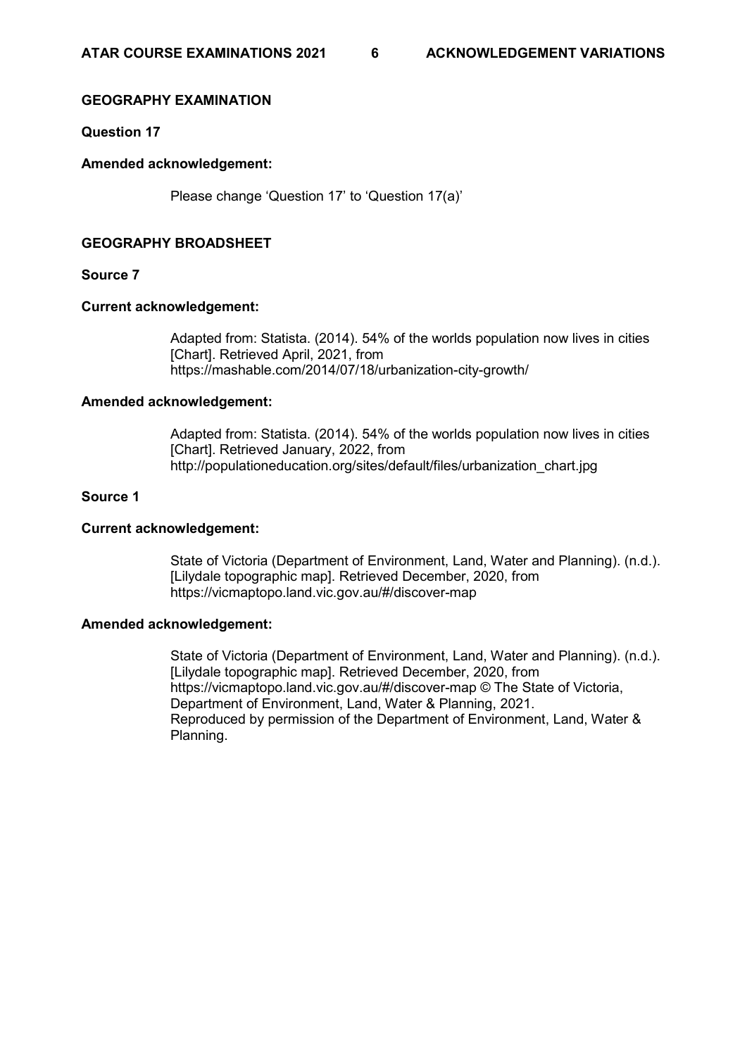## GEOGRAPHY EXAMINATION

### Question 17

#### Amended acknowledgement:

Please change ‘Question 17’ to ‘Question 17(a)’

## GEOGRAPHY BROADSHEET

### Source 7

#### Current acknowledgement:

Adapted from: Statista. (2014). 54% of the worlds population now lives in cities [Chart]. Retrieved April, 2021, from https://mashable.com/2014/07/18/urbanization-city-growth/

#### Amended acknowledgement:

Adapted from: Statista. (2014). 54% of the worlds population now lives in cities [Chart]. Retrieved January, 2022, from http://populationeducation.org/sites/default/files/urbanization_chart.jpg

### Source 1

#### Current acknowledgement:

State of Victoria (Department of Environment, Land, Water and Planning). (n.d.). [Lilydale topographic map]. Retrieved December, 2020, from https://vicmaptopo.land.vic.gov.au/#/discover-map

#### Amended acknowledgement:

State of Victoria (Department of Environment, Land, Water and Planning). (n.d.). [Lilydale topographic map]. Retrieved December, 2020, from https://vicmaptopo.land.vic.gov.au/#/discover-map © The State of Victoria, Department of Environment, Land, Water & Planning, 2021.
Reproduced by permission of the Department of Environment, Land, Water & Planning.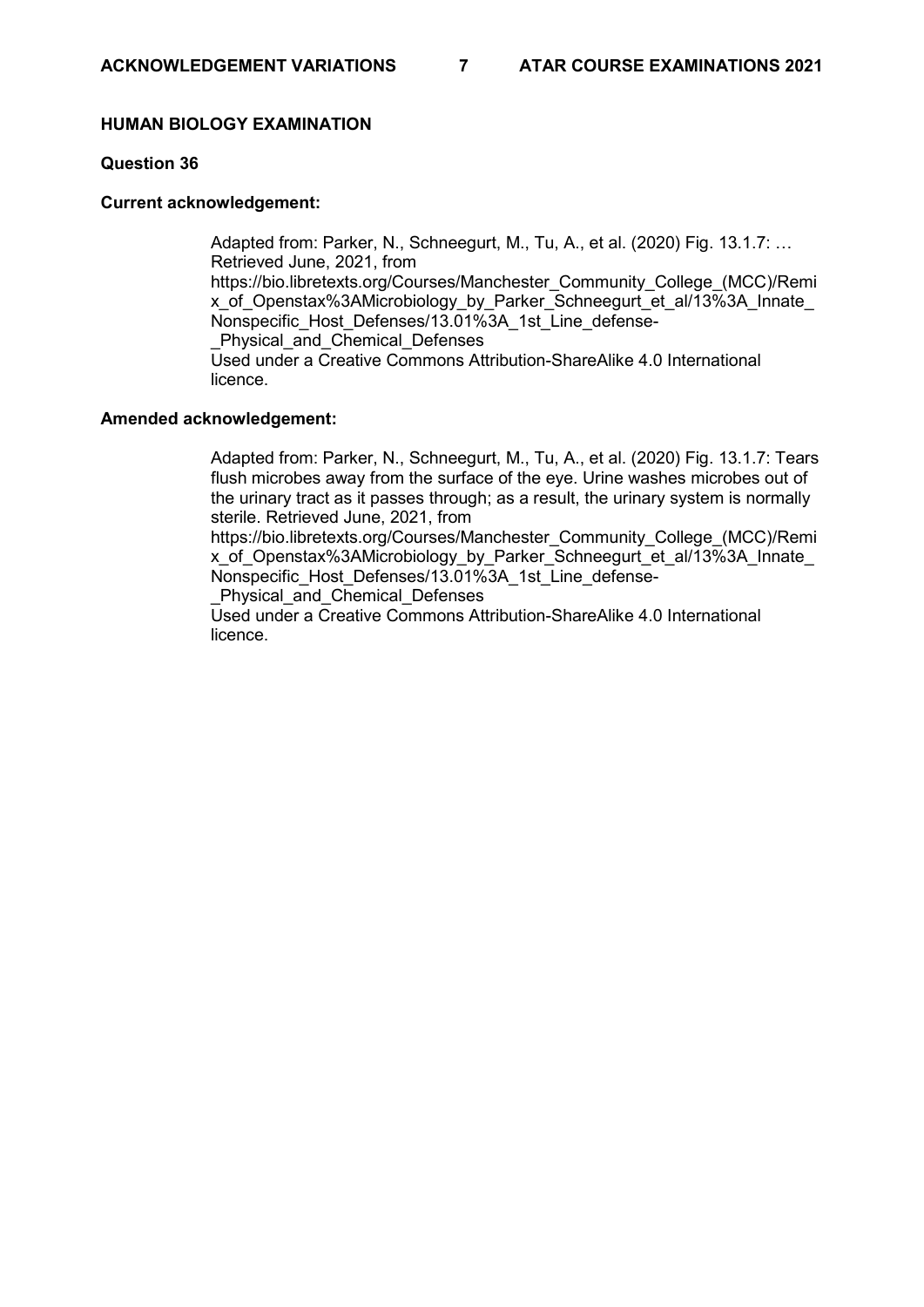## HUMAN BIOLOGY EXAMINATION

### Question 36

**Current acknowledgement:**

Adapted from: Parker, N., Schneegurt, M., Tu, A., et al. (2020) Fig. 13.1.7: … Retrieved June, 2021, from https://bio.libretexts.org/Courses/Manchester_Community_College_(MCC)/Remix_of_Openstax%3AMicrobiology_by_Parker_Schneegurt_et_al/13%3A_Innate_Nonspecific_Host_Defenses/13.01%3A_1st_Line_defense-_Physical_and_Chemical_Defenses
Used under a Creative Commons Attribution-ShareAlike 4.0 International licence.

**Amended acknowledgement:**

Adapted from: Parker, N., Schneegurt, M., Tu, A., et al. (2020) Fig. 13.1.7: Tears flush microbes away from the surface of the eye. Urine washes microbes out of the urinary tract as it passes through; as a result, the urinary system is normally sterile. Retrieved June, 2021, from https://bio.libretexts.org/Courses/Manchester_Community_College_(MCC)/Remix_of_Openstax%3AMicrobiology_by_Parker_Schneegurt_et_al/13%3A_Innate_Nonspecific_Host_Defenses/13.01%3A_1st_Line_defense-_Physical_and_Chemical_Defenses
Used under a Creative Commons Attribution-ShareAlike 4.0 International licence.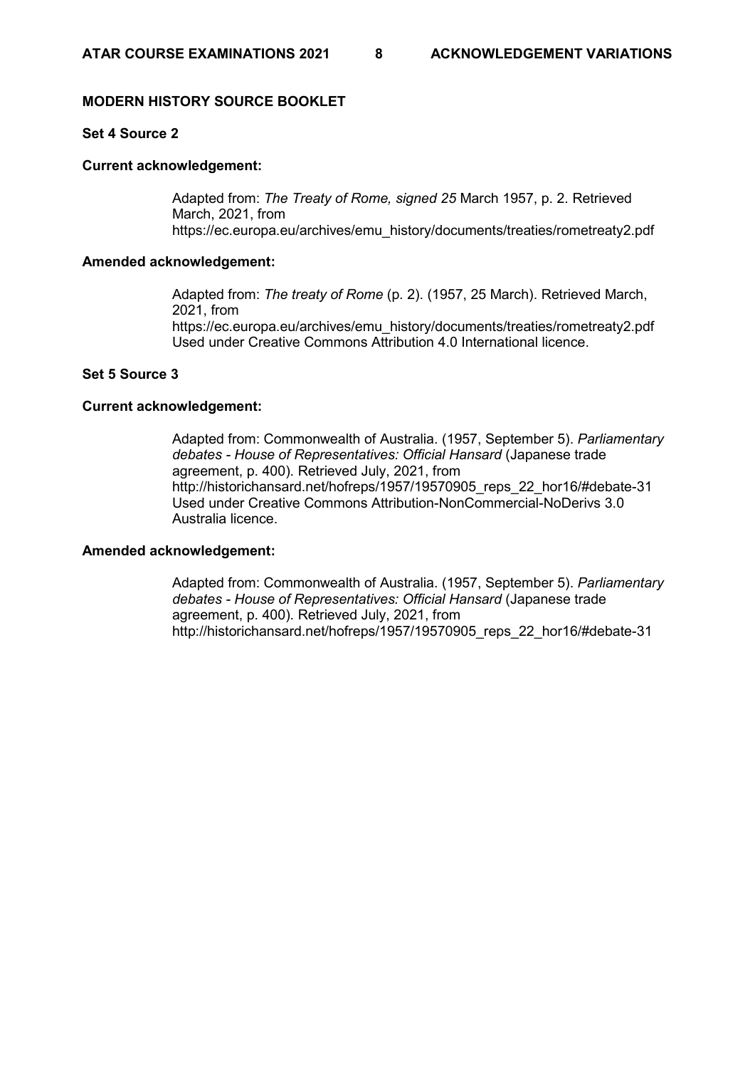## MODERN HISTORY SOURCE BOOKLET

### Set 4 Source 2

**Current acknowledgement:**

Adapted from: *The Treaty of Rome, signed 25* March 1957, p. 2. Retrieved March, 2021, from https://ec.europa.eu/archives/emu_history/documents/treaties/rometreaty2.pdf

**Amended acknowledgement:**

Adapted from: *The treaty of Rome* (p. 2). (1957, 25 March). Retrieved March, 2021, from https://ec.europa.eu/archives/emu_history/documents/treaties/rometreaty2.pdf Used under Creative Commons Attribution 4.0 International licence.

### Set 5 Source 3

**Current acknowledgement:**

Adapted from: Commonwealth of Australia. (1957, September 5). *Parliamentary debates - House of Representatives: Official Hansard* (Japanese trade agreement, p. 400). Retrieved July, 2021, from http://historichansard.net/hofreps/1957/19570905_reps_22_hor16/#debate-31 Used under Creative Commons Attribution-NonCommercial-NoDerivs 3.0 Australia licence.

**Amended acknowledgement:**

Adapted from: Commonwealth of Australia. (1957, September 5). *Parliamentary debates - House of Representatives: Official Hansard* (Japanese trade agreement, p. 400). Retrieved July, 2021, from http://historichansard.net/hofreps/1957/19570905_reps_22_hor16/#debate-31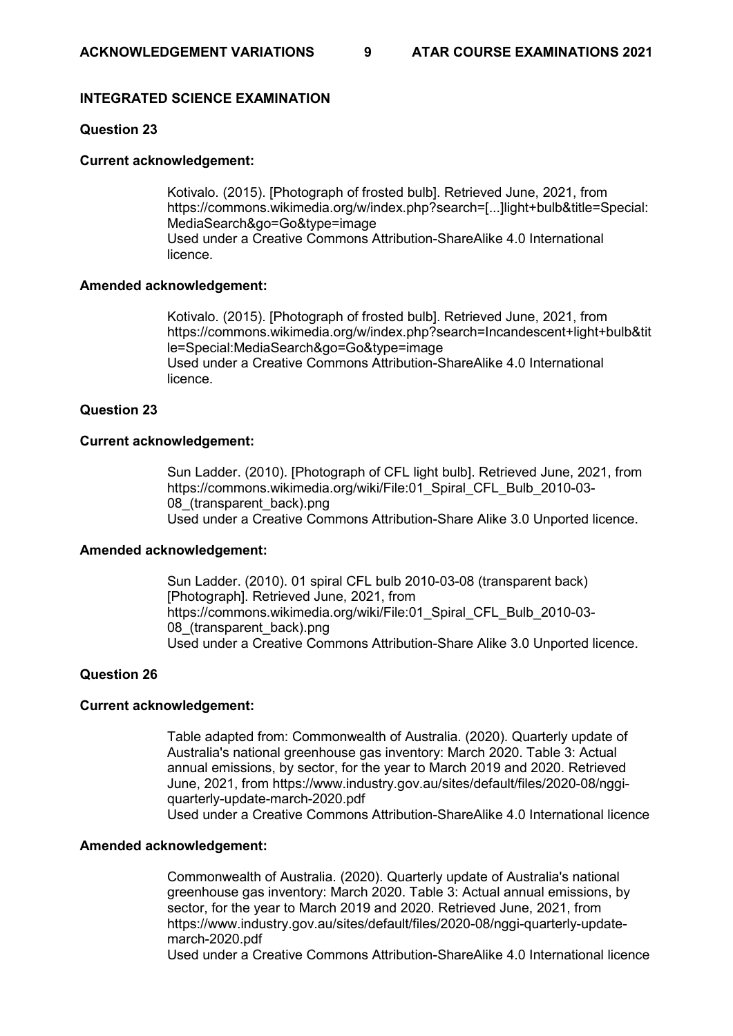## INTEGRATED SCIENCE EXAMINATION

### Question 23

**Current acknowledgement:**

> Kotivalo. (2015). [Photograph of frosted bulb]. Retrieved June, 2021, from https://commons.wikimedia.org/w/index.php?search=[...]light+bulb&title=Special:MediaSearch&go=Go&type=image
> Used under a Creative Commons Attribution-ShareAlike 4.0 International licence.

**Amended acknowledgement:**

> Kotivalo. (2015). [Photograph of frosted bulb]. Retrieved June, 2021, from https://commons.wikimedia.org/w/index.php?search=Incandescent+light+bulb&title=Special:MediaSearch&go=Go&type=image
> Used under a Creative Commons Attribution-ShareAlike 4.0 International licence.

### Question 23

**Current acknowledgement:**

> Sun Ladder. (2010). [Photograph of CFL light bulb]. Retrieved June, 2021, from https://commons.wikimedia.org/wiki/File:01_Spiral_CFL_Bulb_2010-03-08_(transparent_back).png
> Used under a Creative Commons Attribution-Share Alike 3.0 Unported licence.

**Amended acknowledgement:**

> Sun Ladder. (2010). 01 spiral CFL bulb 2010-03-08 (transparent back) [Photograph]. Retrieved June, 2021, from https://commons.wikimedia.org/wiki/File:01_Spiral_CFL_Bulb_2010-03-08_(transparent_back).png
> Used under a Creative Commons Attribution-Share Alike 3.0 Unported licence.

### Question 26

**Current acknowledgement:**

> Table adapted from: Commonwealth of Australia. (2020). Quarterly update of Australia's national greenhouse gas inventory: March 2020. Table 3: Actual annual emissions, by sector, for the year to March 2019 and 2020. Retrieved June, 2021, from https://www.industry.gov.au/sites/default/files/2020-08/nggi-quarterly-update-march-2020.pdf
> Used under a Creative Commons Attribution-ShareAlike 4.0 International licence

**Amended acknowledgement:**

> Commonwealth of Australia. (2020). Quarterly update of Australia's national greenhouse gas inventory: March 2020. Table 3: Actual annual emissions, by sector, for the year to March 2019 and 2020. Retrieved June, 2021, from https://www.industry.gov.au/sites/default/files/2020-08/nggi-quarterly-update-march-2020.pdf
> Used under a Creative Commons Attribution-ShareAlike 4.0 International licence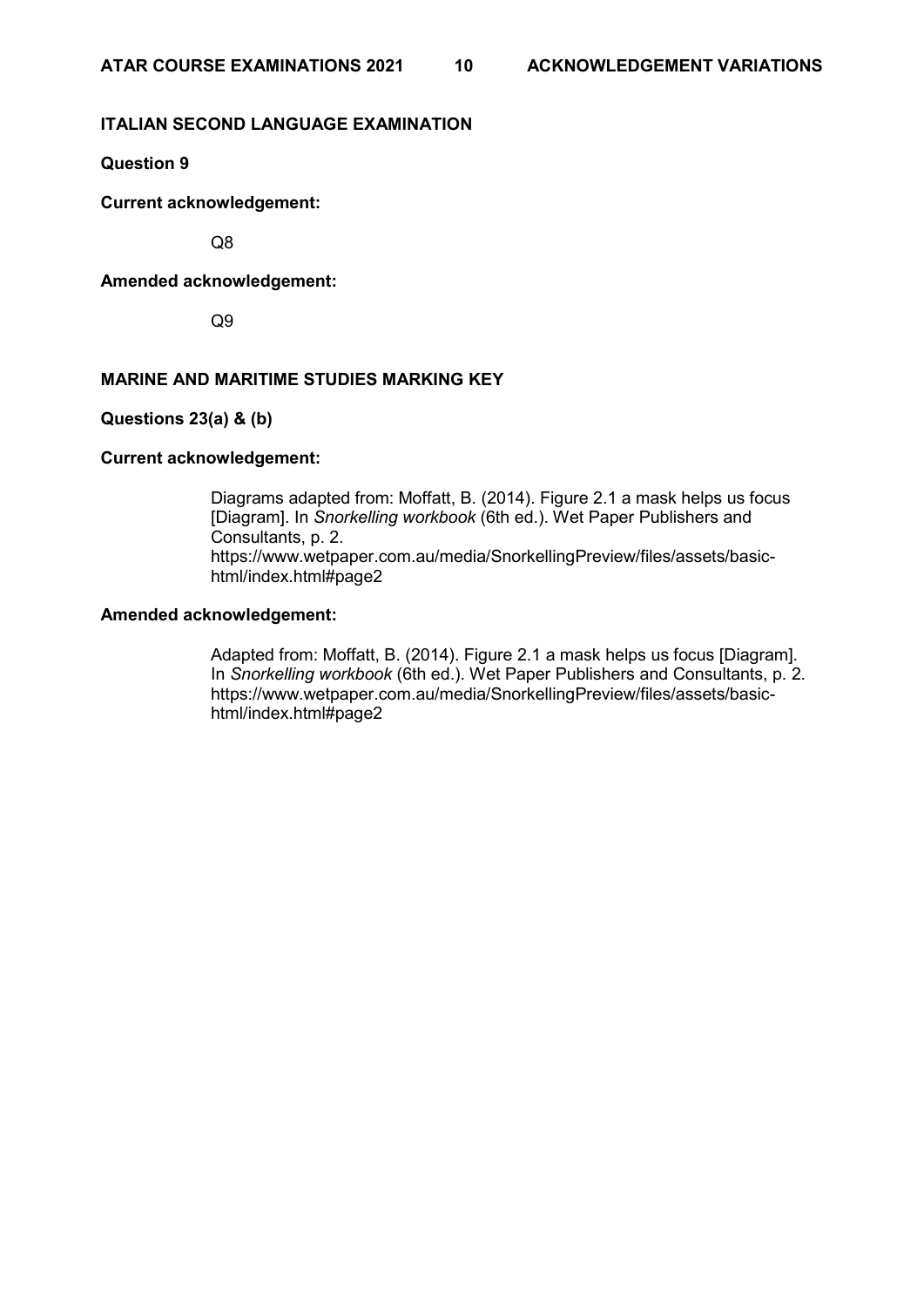## ITALIAN SECOND LANGUAGE EXAMINATION

**Question 9**

**Current acknowledgement:**

Q8

**Amended acknowledgement:**

Q9

## MARINE AND MARITIME STUDIES MARKING KEY

**Questions 23(a) & (b)**

**Current acknowledgement:**

Diagrams adapted from: Moffatt, B. (2014). Figure 2.1 a mask helps us focus [Diagram]. In *Snorkelling workbook* (6th ed.). Wet Paper Publishers and Consultants, p. 2. https://www.wetpaper.com.au/media/SnorkellingPreview/files/assets/basic-html/index.html#page2

**Amended acknowledgement:**

Adapted from: Moffatt, B. (2014). Figure 2.1 a mask helps us focus [Diagram]. In *Snorkelling workbook* (6th ed.). Wet Paper Publishers and Consultants, p. 2. https://www.wetpaper.com.au/media/SnorkellingPreview/files/assets/basic-html/index.html#page2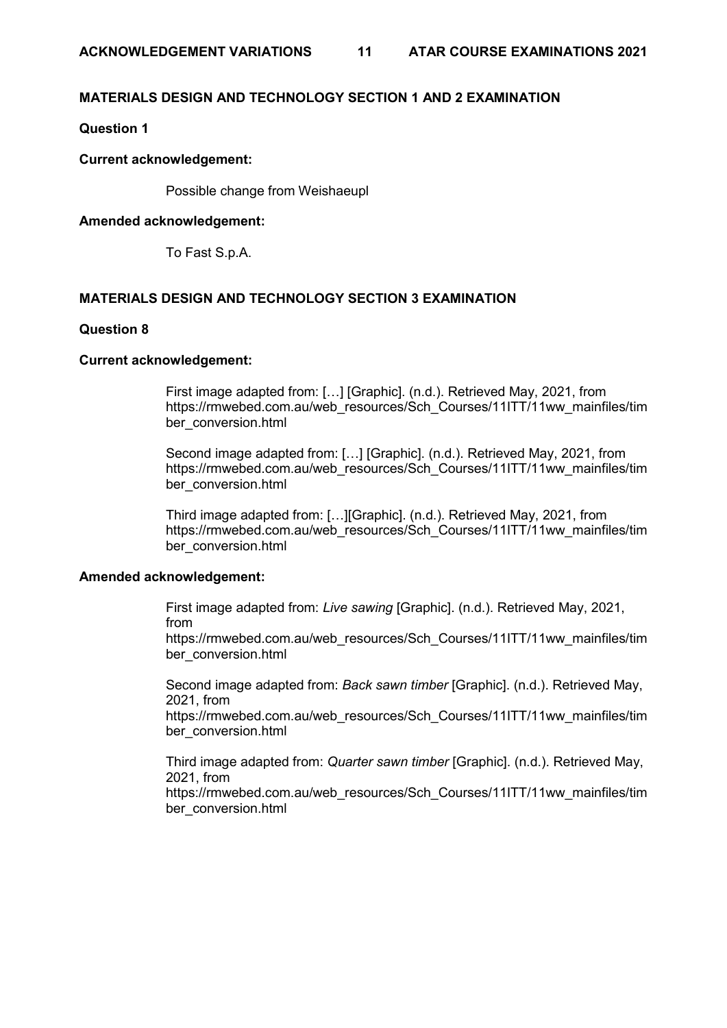## MATERIALS DESIGN AND TECHNOLOGY SECTION 1 AND 2 EXAMINATION

**Question 1**

**Current acknowledgement:**

Possible change from Weishaeupl

**Amended acknowledgement:**

To Fast S.p.A.

## MATERIALS DESIGN AND TECHNOLOGY SECTION 3 EXAMINATION

**Question 8**

**Current acknowledgement:**

First image adapted from: […] [Graphic]. (n.d.). Retrieved May, 2021, from https://rmwebed.com.au/web_resources/Sch_Courses/11ITT/11ww_mainfiles/timber_conversion.html

Second image adapted from: […] [Graphic]. (n.d.). Retrieved May, 2021, from https://rmwebed.com.au/web_resources/Sch_Courses/11ITT/11ww_mainfiles/timber_conversion.html

Third image adapted from: […][Graphic]. (n.d.). Retrieved May, 2021, from https://rmwebed.com.au/web_resources/Sch_Courses/11ITT/11ww_mainfiles/timber_conversion.html

**Amended acknowledgement:**

First image adapted from: *Live sawing* [Graphic]. (n.d.). Retrieved May, 2021, from https://rmwebed.com.au/web_resources/Sch_Courses/11ITT/11ww_mainfiles/timber_conversion.html

Second image adapted from: *Back sawn timber* [Graphic]. (n.d.). Retrieved May, 2021, from https://rmwebed.com.au/web_resources/Sch_Courses/11ITT/11ww_mainfiles/timber_conversion.html

Third image adapted from: *Quarter sawn timber* [Graphic]. (n.d.). Retrieved May, 2021, from https://rmwebed.com.au/web_resources/Sch_Courses/11ITT/11ww_mainfiles/timber_conversion.html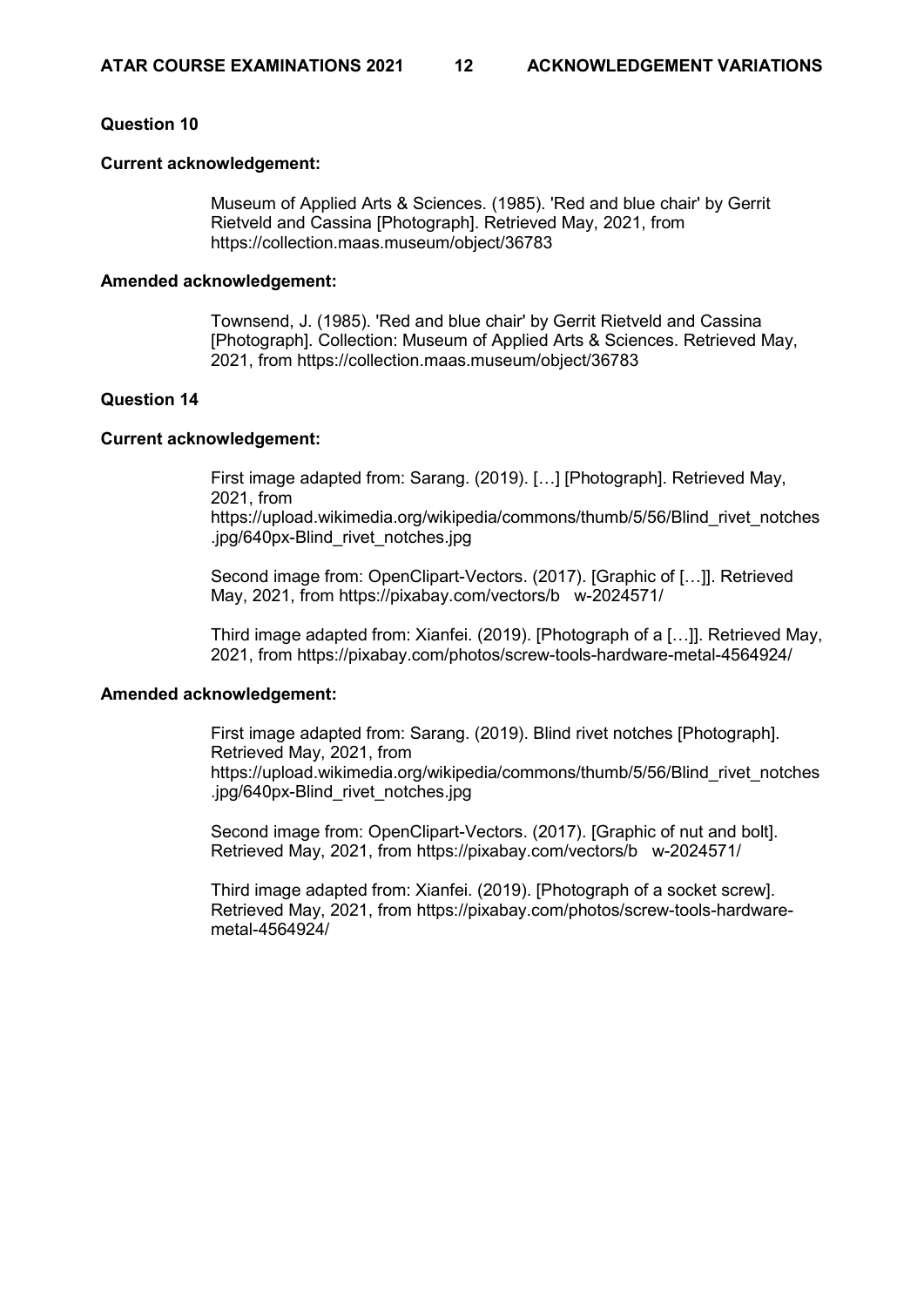## Question 10

**Current acknowledgement:**

Museum of Applied Arts & Sciences. (1985). 'Red and blue chair' by Gerrit Rietveld and Cassina [Photograph]. Retrieved May, 2021, from https://collection.maas.museum/object/36783

**Amended acknowledgement:**

Townsend, J. (1985). 'Red and blue chair' by Gerrit Rietveld and Cassina [Photograph]. Collection: Museum of Applied Arts & Sciences. Retrieved May, 2021, from https://collection.maas.museum/object/36783

## Question 14

**Current acknowledgement:**

First image adapted from: Sarang. (2019). […] [Photograph]. Retrieved May, 2021, from https://upload.wikimedia.org/wikipedia/commons/thumb/5/56/Blind_rivet_notches.jpg/640px-Blind_rivet_notches.jpg

Second image from: OpenClipart-Vectors. (2017). [Graphic of […]]. Retrieved May, 2021, from https://pixabay.com/vectors/b w-2024571/

Third image adapted from: Xianfei. (2019). [Photograph of a […]]. Retrieved May, 2021, from https://pixabay.com/photos/screw-tools-hardware-metal-4564924/

**Amended acknowledgement:**

First image adapted from: Sarang. (2019). Blind rivet notches [Photograph]. Retrieved May, 2021, from https://upload.wikimedia.org/wikipedia/commons/thumb/5/56/Blind_rivet_notches.jpg/640px-Blind_rivet_notches.jpg

Second image from: OpenClipart-Vectors. (2017). [Graphic of nut and bolt]. Retrieved May, 2021, from https://pixabay.com/vectors/b w-2024571/

Third image adapted from: Xianfei. (2019). [Photograph of a socket screw]. Retrieved May, 2021, from https://pixabay.com/photos/screw-tools-hardware-metal-4564924/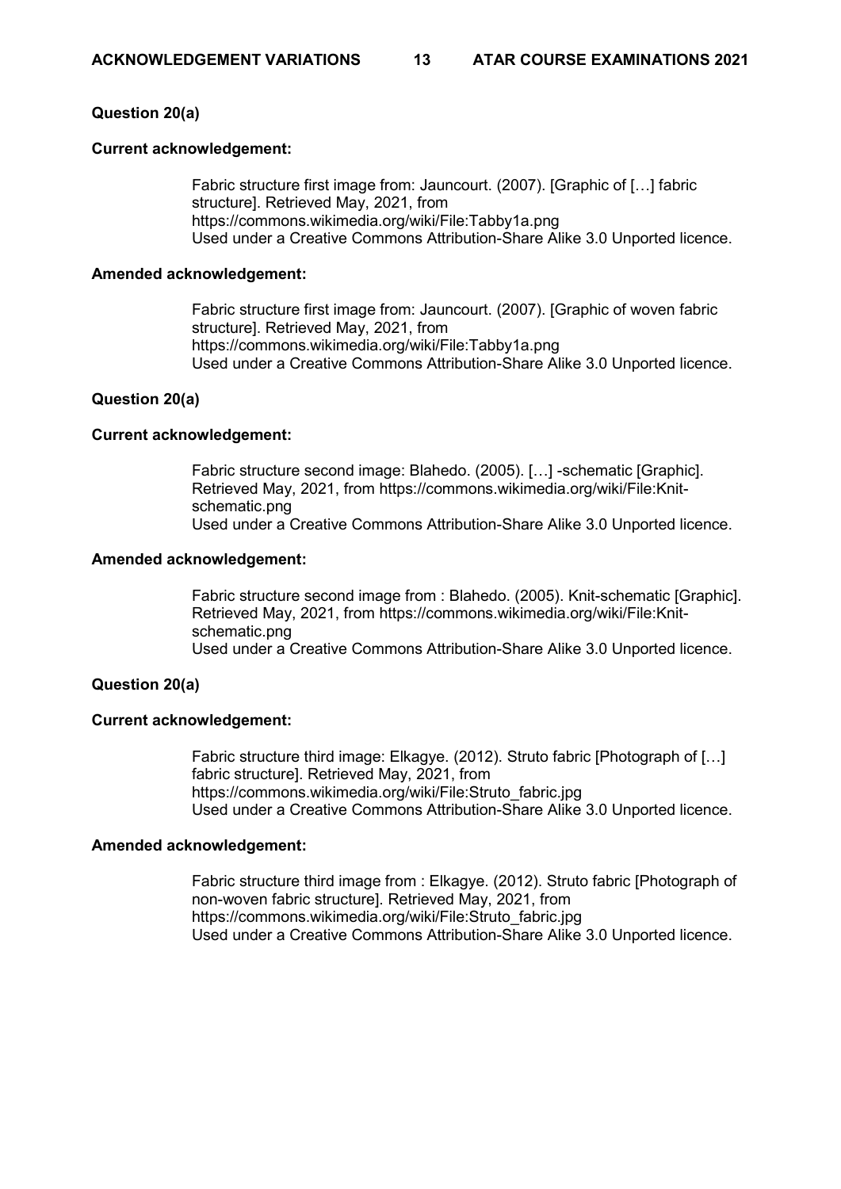**Question 20(a)**

**Current acknowledgement:**

Fabric structure first image from: Jauncourt. (2007). [Graphic of […] fabric structure]. Retrieved May, 2021, from https://commons.wikimedia.org/wiki/File:Tabby1a.png
Used under a Creative Commons Attribution-Share Alike 3.0 Unported licence.

**Amended acknowledgement:**

Fabric structure first image from: Jauncourt. (2007). [Graphic of woven fabric structure]. Retrieved May, 2021, from https://commons.wikimedia.org/wiki/File:Tabby1a.png
Used under a Creative Commons Attribution-Share Alike 3.0 Unported licence.

**Question 20(a)**

**Current acknowledgement:**

Fabric structure second image: Blahedo. (2005). […] -schematic [Graphic]. Retrieved May, 2021, from https://commons.wikimedia.org/wiki/File:Knit-schematic.png
Used under a Creative Commons Attribution-Share Alike 3.0 Unported licence.

**Amended acknowledgement:**

Fabric structure second image from : Blahedo. (2005). Knit-schematic [Graphic]. Retrieved May, 2021, from https://commons.wikimedia.org/wiki/File:Knit-schematic.png
Used under a Creative Commons Attribution-Share Alike 3.0 Unported licence.

**Question 20(a)**

**Current acknowledgement:**

Fabric structure third image: Elkagye. (2012). Struto fabric [Photograph of […] fabric structure]. Retrieved May, 2021, from https://commons.wikimedia.org/wiki/File:Struto_fabric.jpg
Used under a Creative Commons Attribution-Share Alike 3.0 Unported licence.

**Amended acknowledgement:**

Fabric structure third image from : Elkagye. (2012). Struto fabric [Photograph of non-woven fabric structure]. Retrieved May, 2021, from https://commons.wikimedia.org/wiki/File:Struto_fabric.jpg
Used under a Creative Commons Attribution-Share Alike 3.0 Unported licence.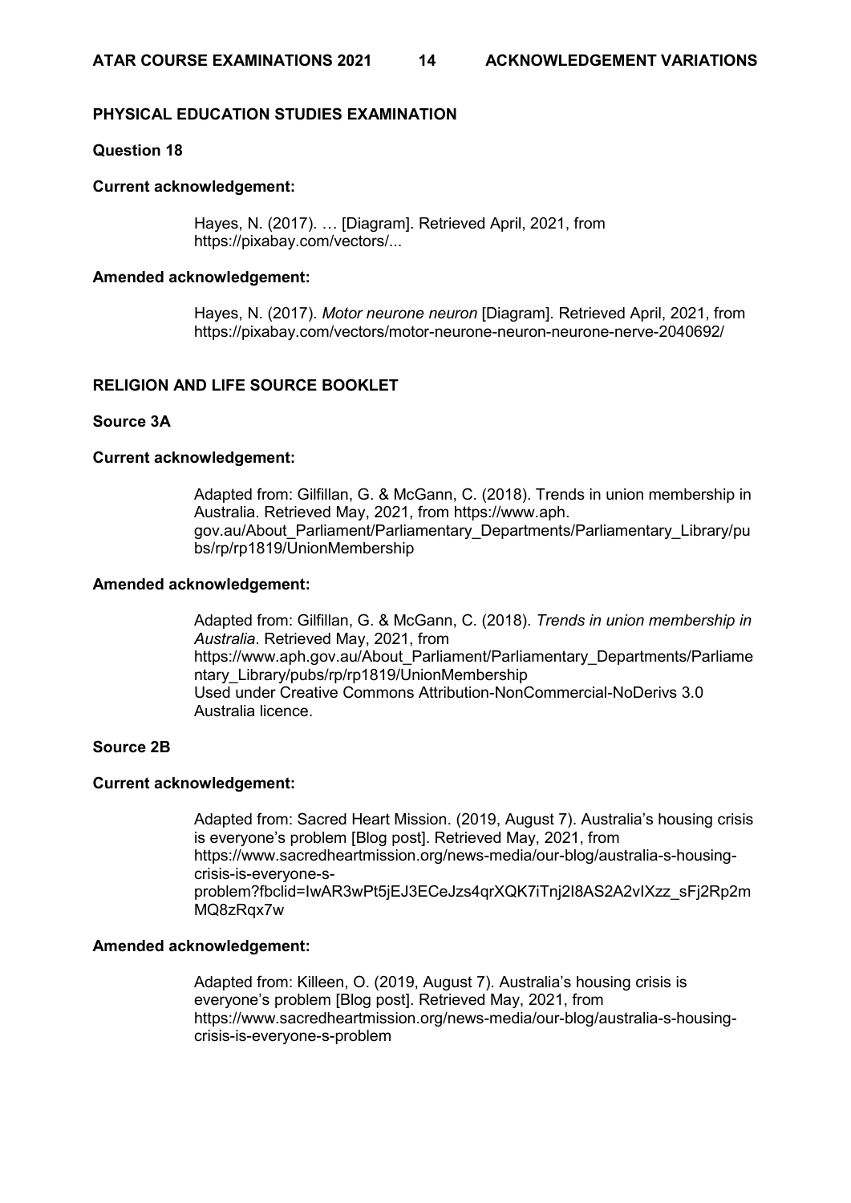## PHYSICAL EDUCATION STUDIES EXAMINATION

### Question 18

**Current acknowledgement:**

Hayes, N. (2017). … [Diagram]. Retrieved April, 2021, from https://pixabay.com/vectors/...

**Amended acknowledgement:**

Hayes, N. (2017). *Motor neurone neuron* [Diagram]. Retrieved April, 2021, from https://pixabay.com/vectors/motor-neurone-neuron-neurone-nerve-2040692/

## RELIGION AND LIFE SOURCE BOOKLET

### Source 3A

**Current acknowledgement:**

Adapted from: Gilfillan, G. & McGann, C. (2018). Trends in union membership in Australia. Retrieved May, 2021, from https://www.aph.gov.au/About_Parliament/Parliamentary_Departments/Parliamentary_Library/pubs/rp/rp1819/UnionMembership

**Amended acknowledgement:**

Adapted from: Gilfillan, G. & McGann, C. (2018). *Trends in union membership in Australia*. Retrieved May, 2021, from https://www.aph.gov.au/About_Parliament/Parliamentary_Departments/Parliamentary_Library/pubs/rp/rp1819/UnionMembership
Used under Creative Commons Attribution-NonCommercial-NoDerivs 3.0 Australia licence.

### Source 2B

**Current acknowledgement:**

Adapted from: Sacred Heart Mission. (2019, August 7). Australia's housing crisis is everyone's problem [Blog post]. Retrieved May, 2021, from https://www.sacredheartmission.org/news-media/our-blog/australia-s-housing-crisis-is-everyone-s-problem?fbclid=IwAR3wPt5jEJ3ECeJzs4qrXQK7iTnj2I8AS2A2vIXzz_sFj2Rp2mMQ8zRqx7w

**Amended acknowledgement:**

Adapted from: Killeen, O. (2019, August 7). Australia's housing crisis is everyone's problem [Blog post]. Retrieved May, 2021, from https://www.sacredheartmission.org/news-media/our-blog/australia-s-housing-crisis-is-everyone-s-problem